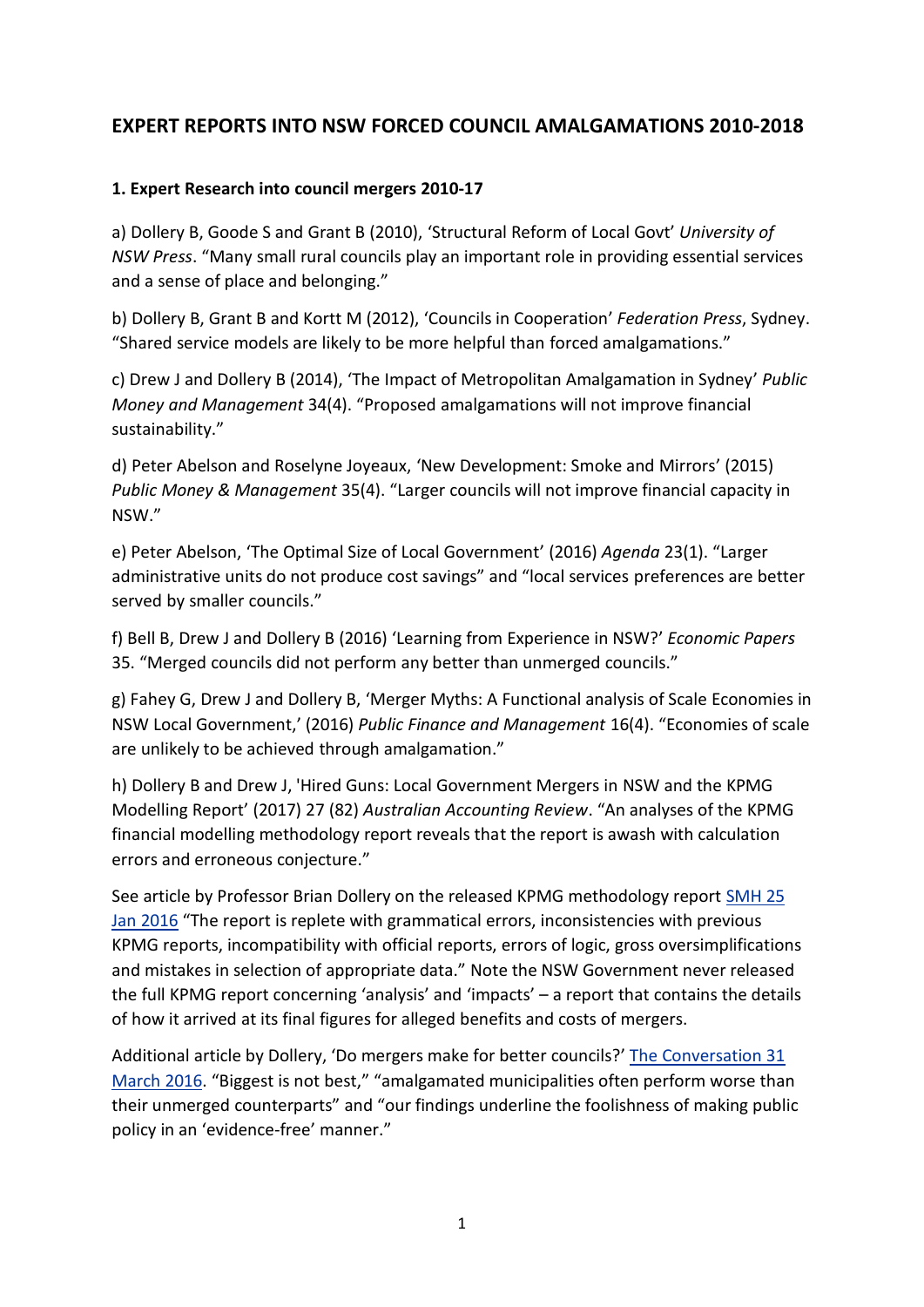# EXPERT REPORTS INTO NSW FORCED COUNCIL AMALGAMATIONS 2010-2018

**1. Expert Research into council mergers 2010-17**

a) Dollery B, Goode S and Grant B (2010), 'Structural Reform of Local Govt' *University of NSW Press*. "Many small rural councils play an important role in providing essential services and a sense of place and belonging."

b) Dollery B, Grant B and Kortt M (2012), 'Councils in Cooperation' *Federation Press*, Sydney. "Shared service models are likely to be more helpful than forced amalgamations."

c) Drew J and Dollery B (2014), 'The Impact of Metropolitan Amalgamation in Sydney' *Public Money and Management* 34(4). "Proposed amalgamations will not improve financial sustainability."

d) Peter Abelson and Roselyne Joyeaux, 'New Development: Smoke and Mirrors' (2015) *Public Money & Management* 35(4). "Larger councils will not improve financial capacity in NSW."

e) Peter Abelson, 'The Optimal Size of Local Government' (2016) *Agenda* 23(1). "Larger administrative units do not produce cost savings" and "local services preferences are better served by smaller councils."

f) Bell B, Drew J and Dollery B (2016) 'Learning from Experience in NSW?' *Economic Papers* 35. "Merged councils did not perform any better than unmerged councils."

g) Fahey G, Drew J and Dollery B, 'Merger Myths: A Functional analysis of Scale Economies in NSW Local Government,' (2016) *Public Finance and Management* 16(4). "Economies of scale are unlikely to be achieved through amalgamation."

h) Dollery B and Drew J, 'Hired Guns: Local Government Mergers in NSW and the KPMG Modelling Report' (2017) 27 (82) *Australian Accounting Review*. "An analyses of the KPMG financial modelling methodology report reveals that the report is awash with calculation errors and erroneous conjecture."

See article by Professor Brian Dollery on the released KPMG methodology report SMH 25 Jan 2016 "The report is replete with grammatical errors, inconsistencies with previous KPMG reports, incompatibility with official reports, errors of logic, gross oversimplifications and mistakes in selection of appropriate data." Note the NSW Government never released the full KPMG report concerning 'analysis' and 'impacts' – a report that contains the details of how it arrived at its final figures for alleged benefits and costs of mergers.

Additional article by Dollery, 'Do mergers make for better councils?' The Conversation 31 March 2016. "Biggest is not best," "amalgamated municipalities often perform worse than their unmerged counterparts" and "our findings underline the foolishness of making public policy in an 'evidence-free' manner."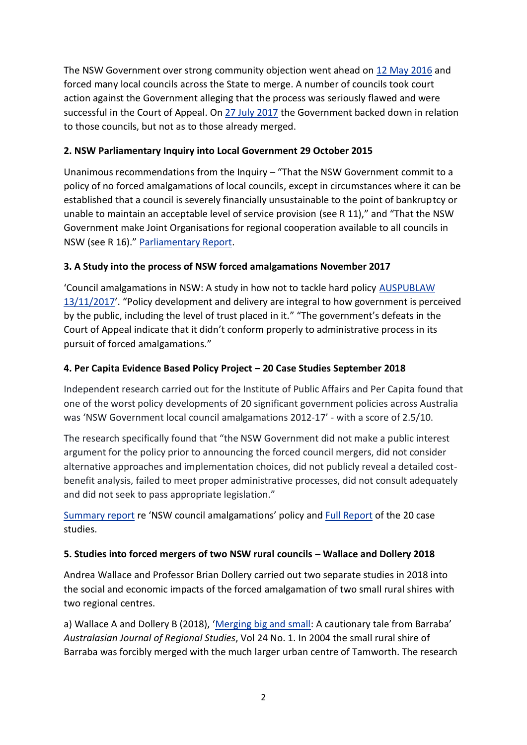The NSW Government over strong community objection went ahead on 12 May 2016 and forced many local councils across the State to merge. A number of councils took court action against the Government alleging that the process was seriously flawed and were successful in the Court of Appeal. On 27 July 2017 the Government backed down in relation to those councils, but not as to those already merged.

**2. NSW Parliamentary Inquiry into Local Government 29 October 2015**

Unanimous recommendations from the Inquiry – "That the NSW Government commit to a policy of no forced amalgamations of local councils, except in circumstances where it can be established that a council is severely financially unsustainable to the point of bankruptcy or unable to maintain an acceptable level of service provision (see R 11)," and "That the NSW Government make Joint Organisations for regional cooperation available to all councils in NSW (see R 16)." Parliamentary Report.

**3. A Study into the process of NSW forced amalgamations November 2017**

'Council amalgamations in NSW: A study in how not to tackle hard policy AUSPUBLAW 13/11/2017'. "Policy development and delivery are integral to how government is perceived by the public, including the level of trust placed in it." "The government's defeats in the Court of Appeal indicate that it didn't conform properly to administrative process in its pursuit of forced amalgamations."

**4. Per Capita Evidence Based Policy Project – 20 Case Studies September 2018**

Independent research carried out for the Institute of Public Affairs and Per Capita found that one of the worst policy developments of 20 significant government policies across Australia was 'NSW Government local council amalgamations 2012-17' - with a score of 2.5/10.

The research specifically found that "the NSW Government did not make a public interest argument for the policy prior to announcing the forced council mergers, did not consider alternative approaches and implementation choices, did not publicly reveal a detailed cost-benefit analysis, failed to meet proper administrative processes, did not consult adequately and did not seek to pass appropriate legislation."

Summary report re 'NSW council amalgamations' policy and Full Report of the 20 case studies.

**5. Studies into forced mergers of two NSW rural councils – Wallace and Dollery 2018**

Andrea Wallace and Professor Brian Dollery carried out two separate studies in 2018 into the social and economic impacts of the forced amalgamation of two small rural shires with two regional centres.

a) Wallace A and Dollery B (2018), 'Merging big and small: A cautionary tale from Barraba' *Australasian Journal of Regional Studies*, Vol 24 No. 1. In 2004 the small rural shire of Barraba was forcibly merged with the much larger urban centre of Tamworth. The research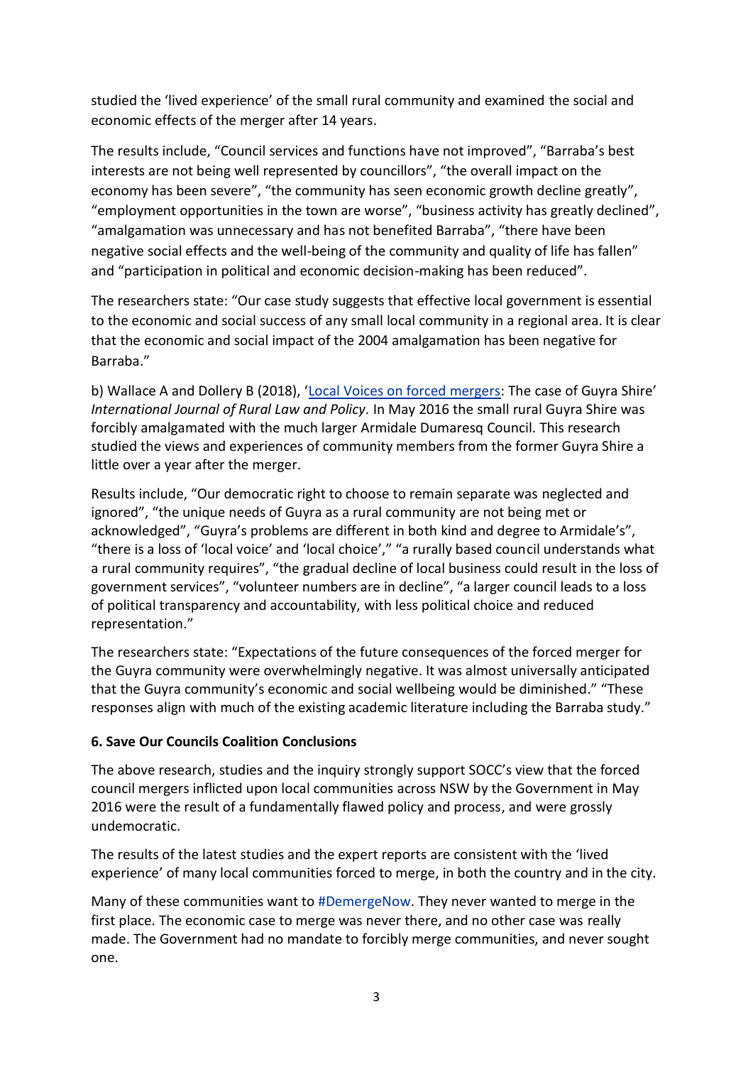studied the 'lived experience' of the small rural community and examined the social and economic effects of the merger after 14 years.

The results include, "Council services and functions have not improved", "Barraba's best interests are not being well represented by councillors", "the overall impact on the economy has been severe", "the community has seen economic growth decline greatly", "employment opportunities in the town are worse", "business activity has greatly declined", "amalgamation was unnecessary and has not benefited Barraba", "there have been negative social effects and the well-being of the community and quality of life has fallen" and "participation in political and economic decision-making has been reduced".

The researchers state: "Our case study suggests that effective local government is essential to the economic and social success of any small local community in a regional area. It is clear that the economic and social impact of the 2004 amalgamation has been negative for Barraba."

b) Wallace A and Dollery B (2018), 'Local Voices on forced mergers: The case of Guyra Shire' *International Journal of Rural Law and Policy.* In May 2016 the small rural Guyra Shire was forcibly amalgamated with the much larger Armidale Dumaresq Council. This research studied the views and experiences of community members from the former Guyra Shire a little over a year after the merger.

Results include, "Our democratic right to choose to remain separate was neglected and ignored", "the unique needs of Guyra as a rural community are not being met or acknowledged", "Guyra's problems are different in both kind and degree to Armidale's", "there is a loss of 'local voice' and 'local choice'," "a rurally based council understands what a rural community requires", "the gradual decline of local business could result in the loss of government services", "volunteer numbers are in decline", "a larger council leads to a loss of political transparency and accountability, with less political choice and reduced representation."

The researchers state: "Expectations of the future consequences of the forced merger for the Guyra community were overwhelmingly negative. It was almost universally anticipated that the Guyra community's economic and social wellbeing would be diminished." "These responses align with much of the existing academic literature including the Barraba study."

**6. Save Our Councils Coalition Conclusions**

The above research, studies and the inquiry strongly support SOCC's view that the forced council mergers inflicted upon local communities across NSW by the Government in May 2016 were the result of a fundamentally flawed policy and process, and were grossly undemocratic.

The results of the latest studies and the expert reports are consistent with the 'lived experience' of many local communities forced to merge, in both the country and in the city.

Many of these communities want to #DemergeNow. They never wanted to merge in the first place. The economic case to merge was never there, and no other case was really made. The Government had no mandate to forcibly merge communities, and never sought one.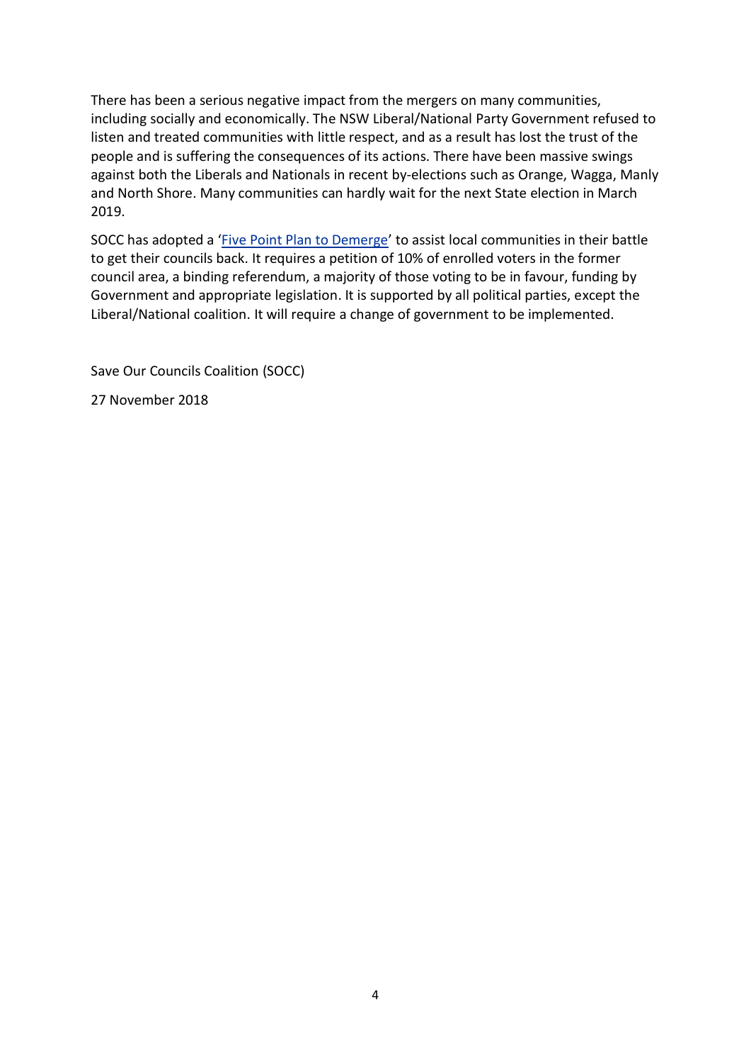There has been a serious negative impact from the mergers on many communities, including socially and economically. The NSW Liberal/National Party Government refused to listen and treated communities with little respect, and as a result has lost the trust of the people and is suffering the consequences of its actions. There have been massive swings against both the Liberals and Nationals in recent by-elections such as Orange, Wagga, Manly and North Shore. Many communities can hardly wait for the next State election in March 2019.

SOCC has adopted a 'Five Point Plan to Demerge' to assist local communities in their battle to get their councils back. It requires a petition of 10% of enrolled voters in the former council area, a binding referendum, a majority of those voting to be in favour, funding by Government and appropriate legislation. It is supported by all political parties, except the Liberal/National coalition. It will require a change of government to be implemented.

Save Our Councils Coalition (SOCC)

27 November 2018